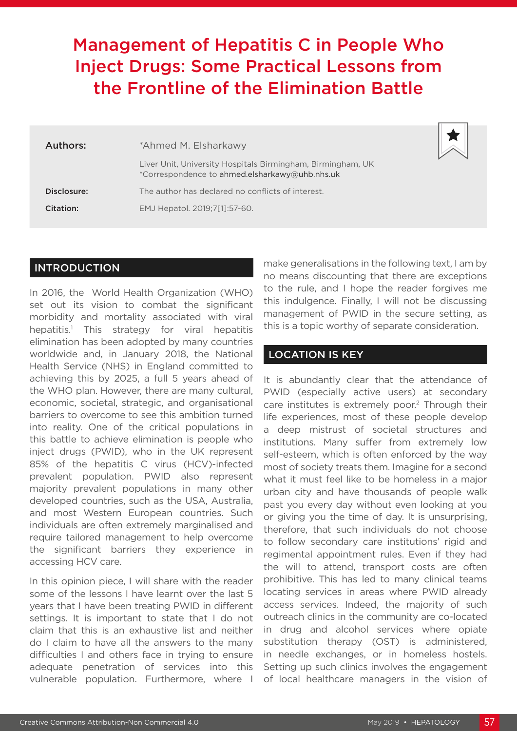# Management of Hepatitis C in People Who Inject Drugs: Some Practical Lessons from the Frontline of the Elimination Battle

| | |
|---|---|
| **Authors:** | *Ahmed M. Elsharkawy |
| | Liver Unit, University Hospitals Birmingham, Birmingham, UK *Correspondence to ahmed.elsharkawy@uhb.nhs.uk |
| **Disclosure:** | The author has declared no conflicts of interest. |
| **Citation:** | EMJ Hepatol. 2019;7[1]:57-60. |

## INTRODUCTION

In 2016, the World Health Organization (WHO) set out its vision to combat the significant morbidity and mortality associated with viral hepatitis.[1] This strategy for viral hepatitis elimination has been adopted by many countries worldwide and, in January 2018, the National Health Service (NHS) in England committed to achieving this by 2025, a full 5 years ahead of the WHO plan. However, there are many cultural, economic, societal, strategic, and organisational barriers to overcome to see this ambition turned into reality. One of the critical populations in this battle to achieve elimination is people who inject drugs (PWID), who in the UK represent 85% of the hepatitis C virus (HCV)-infected prevalent population. PWID also represent majority prevalent populations in many other developed countries, such as the USA, Australia, and most Western European countries. Such individuals are often extremely marginalised and require tailored management to help overcome the significant barriers they experience in accessing HCV care.

In this opinion piece, I will share with the reader some of the lessons I have learnt over the last 5 years that I have been treating PWID in different settings. It is important to state that I do not claim that this is an exhaustive list and neither do I claim to have all the answers to the many difficulties I and others face in trying to ensure adequate penetration of services into this vulnerable population. Furthermore, where I make generalisations in the following text, I am by no means discounting that there are exceptions to the rule, and I hope the reader forgives me this indulgence. Finally, I will not be discussing management of PWID in the secure setting, as this is a topic worthy of separate consideration.

## LOCATION IS KEY

It is abundantly clear that the attendance of PWID (especially active users) at secondary care institutes is extremely poor.[2] Through their life experiences, most of these people develop a deep mistrust of societal structures and institutions. Many suffer from extremely low self-esteem, which is often enforced by the way most of society treats them. Imagine for a second what it must feel like to be homeless in a major urban city and have thousands of people walk past you every day without even looking at you or giving you the time of day. It is unsurprising, therefore, that such individuals do not choose to follow secondary care institutions' rigid and regimental appointment rules. Even if they had the will to attend, transport costs are often prohibitive. This has led to many clinical teams locating services in areas where PWID already access services. Indeed, the majority of such outreach clinics in the community are co-located in drug and alcohol services where opiate substitution therapy (OST) is administered, in needle exchanges, or in homeless hostels. Setting up such clinics involves the engagement of local healthcare managers in the vision of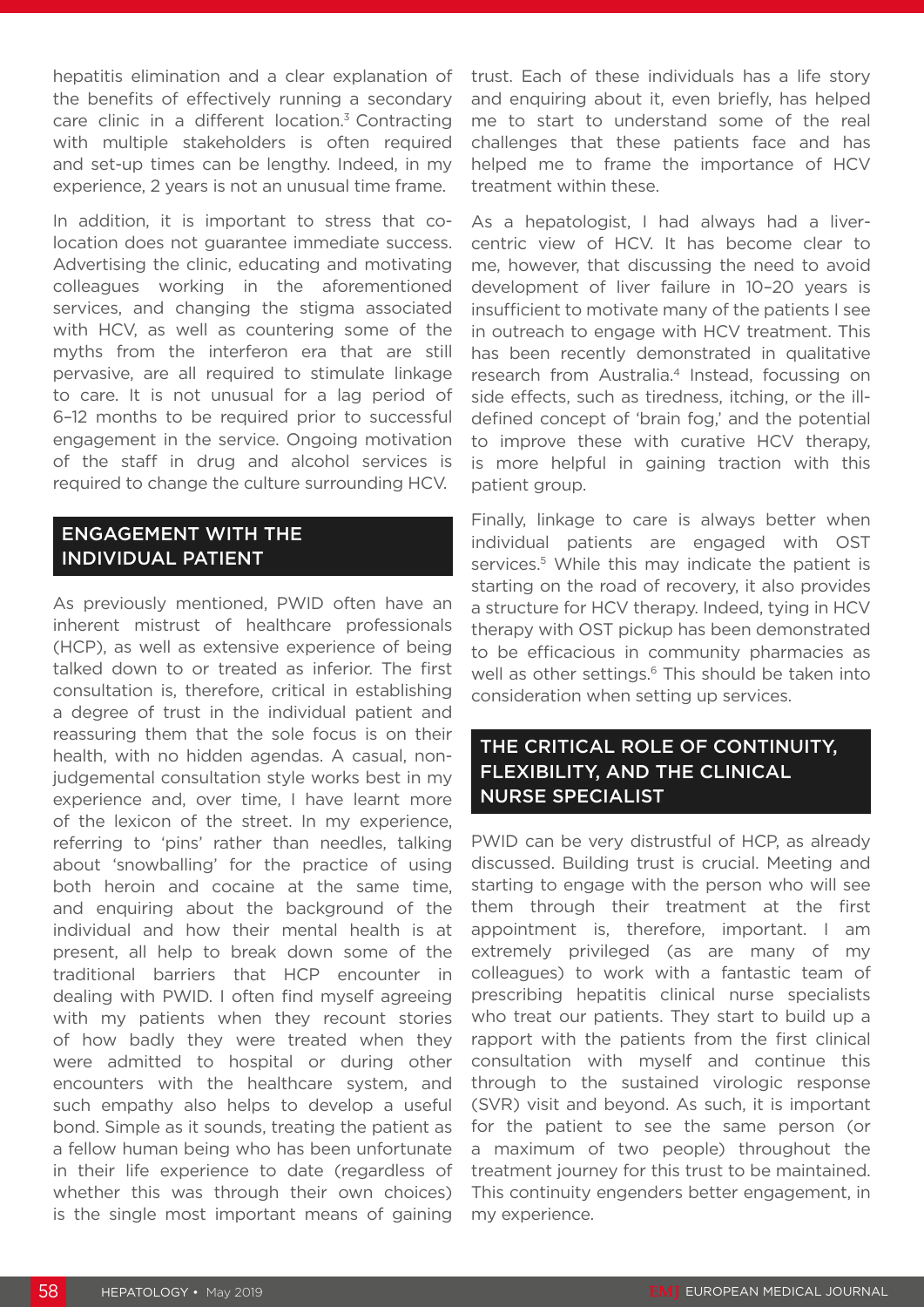hepatitis elimination and a clear explanation of the benefits of effectively running a secondary care clinic in a different location.[3] Contracting with multiple stakeholders is often required and set-up times can be lengthy. Indeed, in my experience, 2 years is not an unusual time frame.

In addition, it is important to stress that co-location does not guarantee immediate success. Advertising the clinic, educating and motivating colleagues working in the aforementioned services, and changing the stigma associated with HCV, as well as countering some of the myths from the interferon era that are still pervasive, are all required to stimulate linkage to care. It is not unusual for a lag period of 6–12 months to be required prior to successful engagement in the service. Ongoing motivation of the staff in drug and alcohol services is required to change the culture surrounding HCV.

## ENGAGEMENT WITH THE INDIVIDUAL PATIENT

As previously mentioned, PWID often have an inherent mistrust of healthcare professionals (HCP), as well as extensive experience of being talked down to or treated as inferior. The first consultation is, therefore, critical in establishing a degree of trust in the individual patient and reassuring them that the sole focus is on their health, with no hidden agendas. A casual, non-judgemental consultation style works best in my experience and, over time, I have learnt more of the lexicon of the street. In my experience, referring to 'pins' rather than needles, talking about 'snowballing' for the practice of using both heroin and cocaine at the same time, and enquiring about the background of the individual and how their mental health is at present, all help to break down some of the traditional barriers that HCP encounter in dealing with PWID. I often find myself agreeing with my patients when they recount stories of how badly they were treated when they were admitted to hospital or during other encounters with the healthcare system, and such empathy also helps to develop a useful bond. Simple as it sounds, treating the patient as a fellow human being who has been unfortunate in their life experience to date (regardless of whether this was through their own choices) is the single most important means of gaining trust. Each of these individuals has a life story and enquiring about it, even briefly, has helped me to start to understand some of the real challenges that these patients face and has helped me to frame the importance of HCV treatment within these.

As a hepatologist, I had always had a liver-centric view of HCV. It has become clear to me, however, that discussing the need to avoid development of liver failure in 10–20 years is insufficient to motivate many of the patients I see in outreach to engage with HCV treatment. This has been recently demonstrated in qualitative research from Australia.[4] Instead, focussing on side effects, such as tiredness, itching, or the ill-defined concept of 'brain fog,' and the potential to improve these with curative HCV therapy, is more helpful in gaining traction with this patient group.

Finally, linkage to care is always better when individual patients are engaged with OST services.[5] While this may indicate the patient is starting on the road of recovery, it also provides a structure for HCV therapy. Indeed, tying in HCV therapy with OST pickup has been demonstrated to be efficacious in community pharmacies as well as other settings.[6] This should be taken into consideration when setting up services.

## THE CRITICAL ROLE OF CONTINUITY, FLEXIBILITY, AND THE CLINICAL NURSE SPECIALIST

PWID can be very distrustful of HCP, as already discussed. Building trust is crucial. Meeting and starting to engage with the person who will see them through their treatment at the first appointment is, therefore, important. I am extremely privileged (as are many of my colleagues) to work with a fantastic team of prescribing hepatitis clinical nurse specialists who treat our patients. They start to build up a rapport with the patients from the first clinical consultation with myself and continue this through to the sustained virologic response (SVR) visit and beyond. As such, it is important for the patient to see the same person (or a maximum of two people) throughout the treatment journey for this trust to be maintained. This continuity engenders better engagement, in my experience.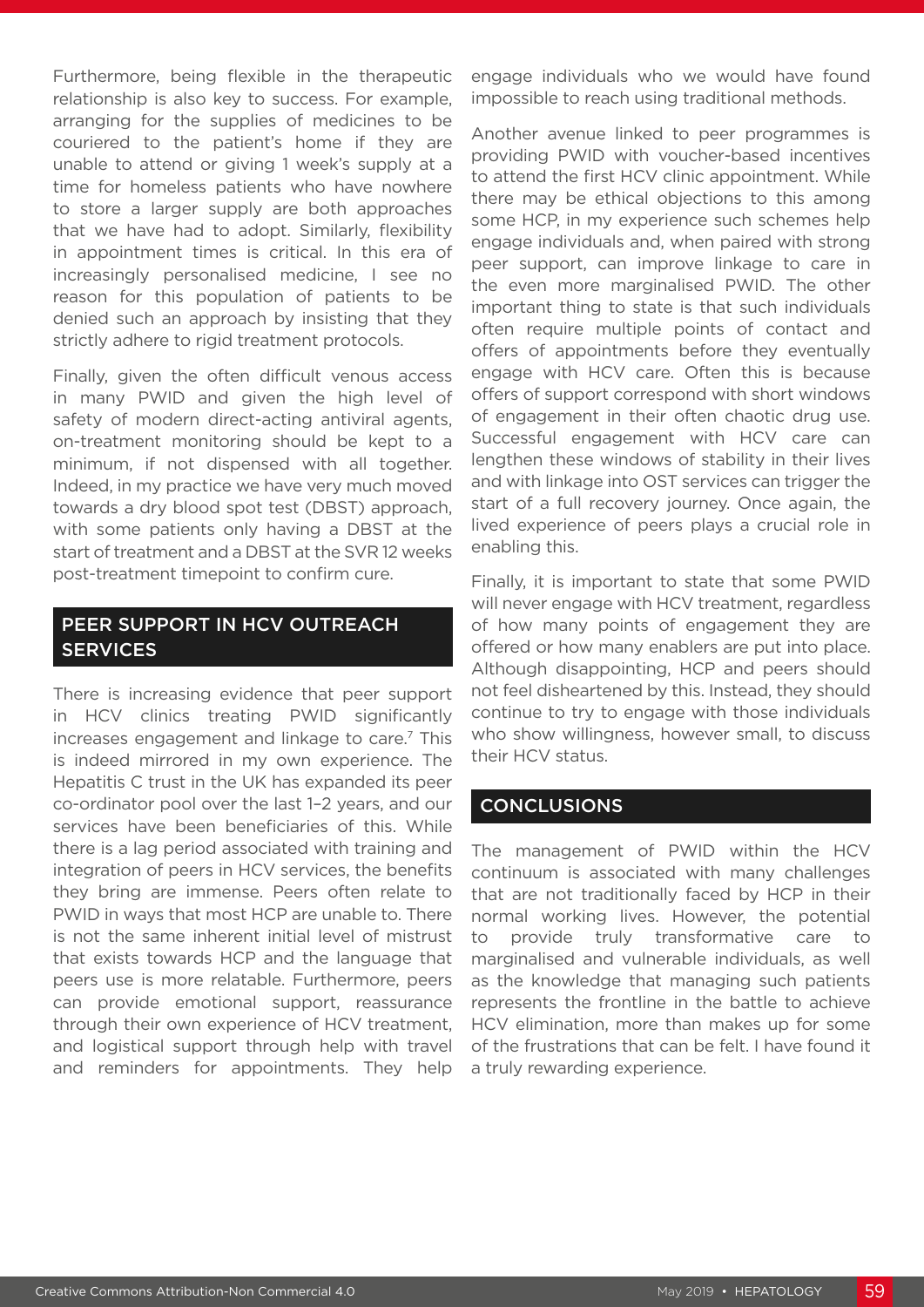Furthermore, being flexible in the therapeutic relationship is also key to success. For example, arranging for the supplies of medicines to be couriered to the patient's home if they are unable to attend or giving 1 week's supply at a time for homeless patients who have nowhere to store a larger supply are both approaches that we have had to adopt. Similarly, flexibility in appointment times is critical. In this era of increasingly personalised medicine, I see no reason for this population of patients to be denied such an approach by insisting that they strictly adhere to rigid treatment protocols.

Finally, given the often difficult venous access in many PWID and given the high level of safety of modern direct-acting antiviral agents, on-treatment monitoring should be kept to a minimum, if not dispensed with all together. Indeed, in my practice we have very much moved towards a dry blood spot test (DBST) approach, with some patients only having a DBST at the start of treatment and a DBST at the SVR 12 weeks post-treatment timepoint to confirm cure.

## PEER SUPPORT IN HCV OUTREACH SERVICES

There is increasing evidence that peer support in HCV clinics treating PWID significantly increases engagement and linkage to care.[7] This is indeed mirrored in my own experience. The Hepatitis C trust in the UK has expanded its peer co-ordinator pool over the last 1–2 years, and our services have been beneficiaries of this. While there is a lag period associated with training and integration of peers in HCV services, the benefits they bring are immense. Peers often relate to PWID in ways that most HCP are unable to. There is not the same inherent initial level of mistrust that exists towards HCP and the language that peers use is more relatable. Furthermore, peers can provide emotional support, reassurance through their own experience of HCV treatment, and logistical support through help with travel and reminders for appointments. They help engage individuals who we would have found impossible to reach using traditional methods.

Another avenue linked to peer programmes is providing PWID with voucher-based incentives to attend the first HCV clinic appointment. While there may be ethical objections to this among some HCP, in my experience such schemes help engage individuals and, when paired with strong peer support, can improve linkage to care in the even more marginalised PWID. The other important thing to state is that such individuals often require multiple points of contact and offers of appointments before they eventually engage with HCV care. Often this is because offers of support correspond with short windows of engagement in their often chaotic drug use. Successful engagement with HCV care can lengthen these windows of stability in their lives and with linkage into OST services can trigger the start of a full recovery journey. Once again, the lived experience of peers plays a crucial role in enabling this.

Finally, it is important to state that some PWID will never engage with HCV treatment, regardless of how many points of engagement they are offered or how many enablers are put into place. Although disappointing, HCP and peers should not feel disheartened by this. Instead, they should continue to try to engage with those individuals who show willingness, however small, to discuss their HCV status.

## CONCLUSIONS

The management of PWID within the HCV continuum is associated with many challenges that are not traditionally faced by HCP in their normal working lives. However, the potential to provide truly transformative care to marginalised and vulnerable individuals, as well as the knowledge that managing such patients represents the frontline in the battle to achieve HCV elimination, more than makes up for some of the frustrations that can be felt. I have found it a truly rewarding experience.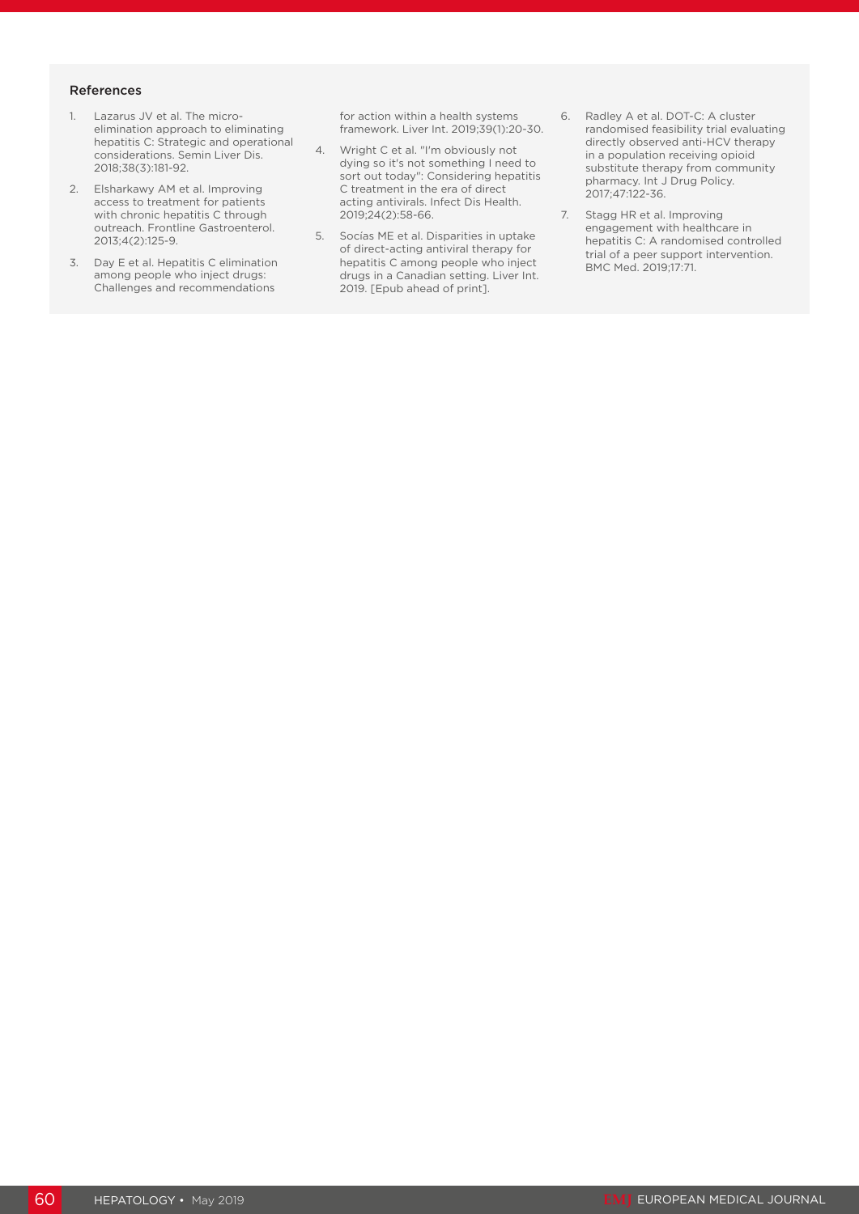## References

1. Lazarus JV et al. The micro-elimination approach to eliminating hepatitis C: Strategic and operational considerations. Semin Liver Dis. 2018;38(3):181-92.
2. Elsharkawy AM et al. Improving access to treatment for patients with chronic hepatitis C through outreach. Frontline Gastroenterol. 2013;4(2):125-9.
3. Day E et al. Hepatitis C elimination among people who inject drugs: Challenges and recommendations for action within a health systems framework. Liver Int. 2019;39(1):20-30.
4. Wright C et al. "I'm obviously not dying so it's not something I need to sort out today": Considering hepatitis C treatment in the era of direct acting antivirals. Infect Dis Health. 2019;24(2):58-66.
5. Socías ME et al. Disparities in uptake of direct-acting antiviral therapy for hepatitis C among people who inject drugs in a Canadian setting. Liver Int. 2019. [Epub ahead of print].
6. Radley A et al. DOT-C: A cluster randomised feasibility trial evaluating directly observed anti-HCV therapy in a population receiving opioid substitute therapy from community pharmacy. Int J Drug Policy. 2017;47:122-36.
7. Stagg HR et al. Improving engagement with healthcare in hepatitis C: A randomised controlled trial of a peer support intervention. BMC Med. 2019;17:71.